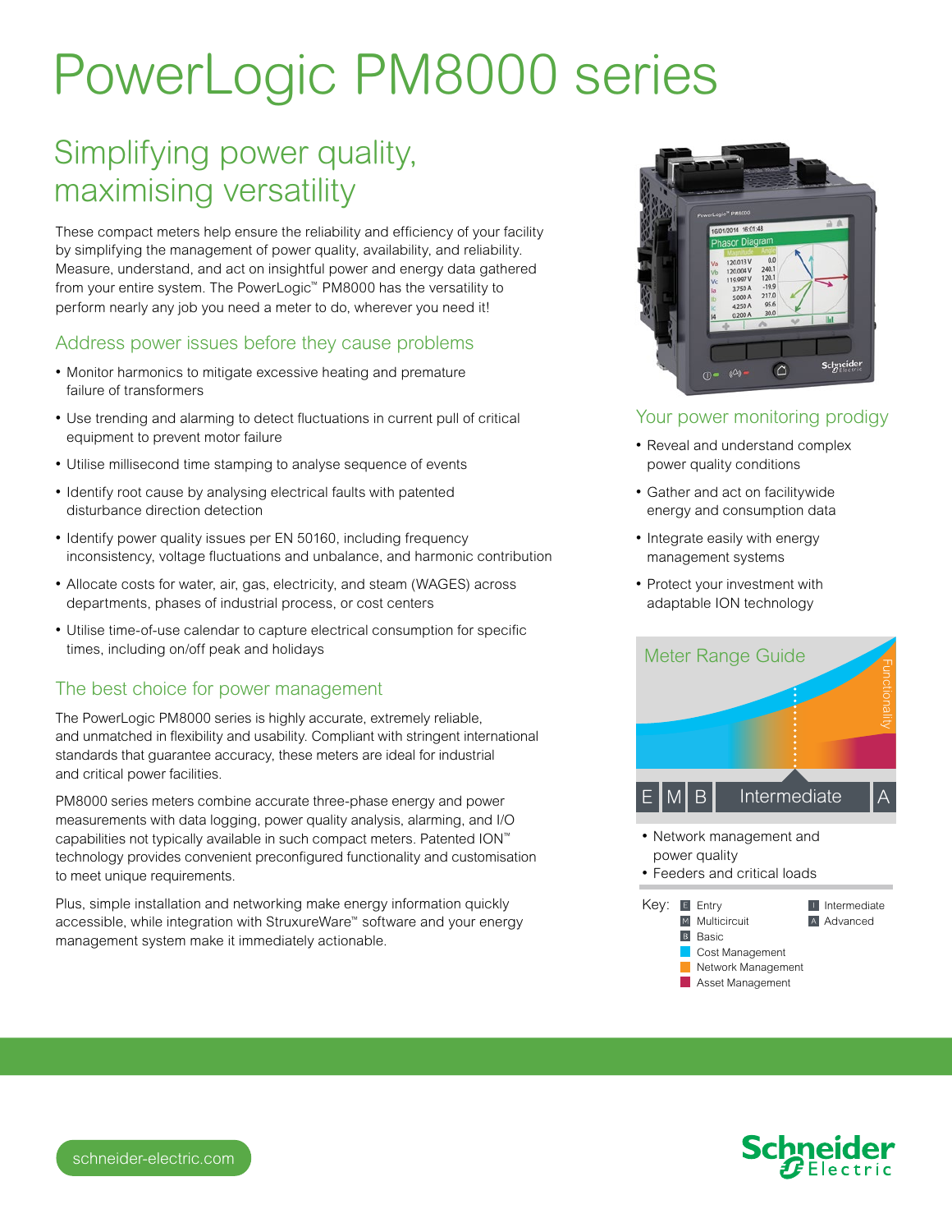# PowerLogic PM8000 series

## Simplifying power quality, maximising versatility

These compact meters help ensure the reliability and efficiency of your facility by simplifying the management of power quality, availability, and reliability. Measure, understand, and act on insightful power and energy data gathered from your entire system. The PowerLogic™ PM8000 has the versatility to perform nearly any job you need a meter to do, wherever you need it!

### Address power issues before they cause problems

- Monitor harmonics to mitigate excessive heating and premature failure of transformers
- Use trending and alarming to detect fluctuations in current pull of critical equipment to prevent motor failure
- Utilise millisecond time stamping to analyse sequence of events
- Identify root cause by analysing electrical faults with patented disturbance direction detection
- Identify power quality issues per EN 50160, including frequency inconsistency, voltage fluctuations and unbalance, and harmonic contribution
- Allocate costs for water, air, gas, electricity, and steam (WAGES) across departments, phases of industrial process, or cost centers
- Utilise time-of-use calendar to capture electrical consumption for specific times, including on/off peak and holidays

### The best choice for power management

The PowerLogic PM8000 series is highly accurate, extremely reliable, and unmatched in flexibility and usability. Compliant with stringent international standards that guarantee accuracy, these meters are ideal for industrial and critical power facilities.

PM8000 series meters combine accurate three-phase energy and power measurements with data logging, power quality analysis, alarming, and I/O capabilities not typically available in such compact meters. Patented ION™ technology provides convenient preconfigured functionality and customisation to meet unique requirements.

Plus, simple installation and networking make energy information quickly accessible, while integration with StruxureWare™ software and your energy management system make it immediately actionable.

### Your power monitoring prodigy

- Reveal and understand complex power quality conditions
- Gather and act on facilitywide energy and consumption data
- Integrate easily with energy management systems
- Protect your investment with adaptable ION technology

### Meter Range Guide

Functionality

E | M | B | Intermediate | A

- Network management and power quality
- Feeders and critical loads

Key:
- E Entry
- M Multicircuit
- B Basic
- I Intermediate
- A Advanced
- Cost Management
- Network Management
- Asset Management

schneider-electric.com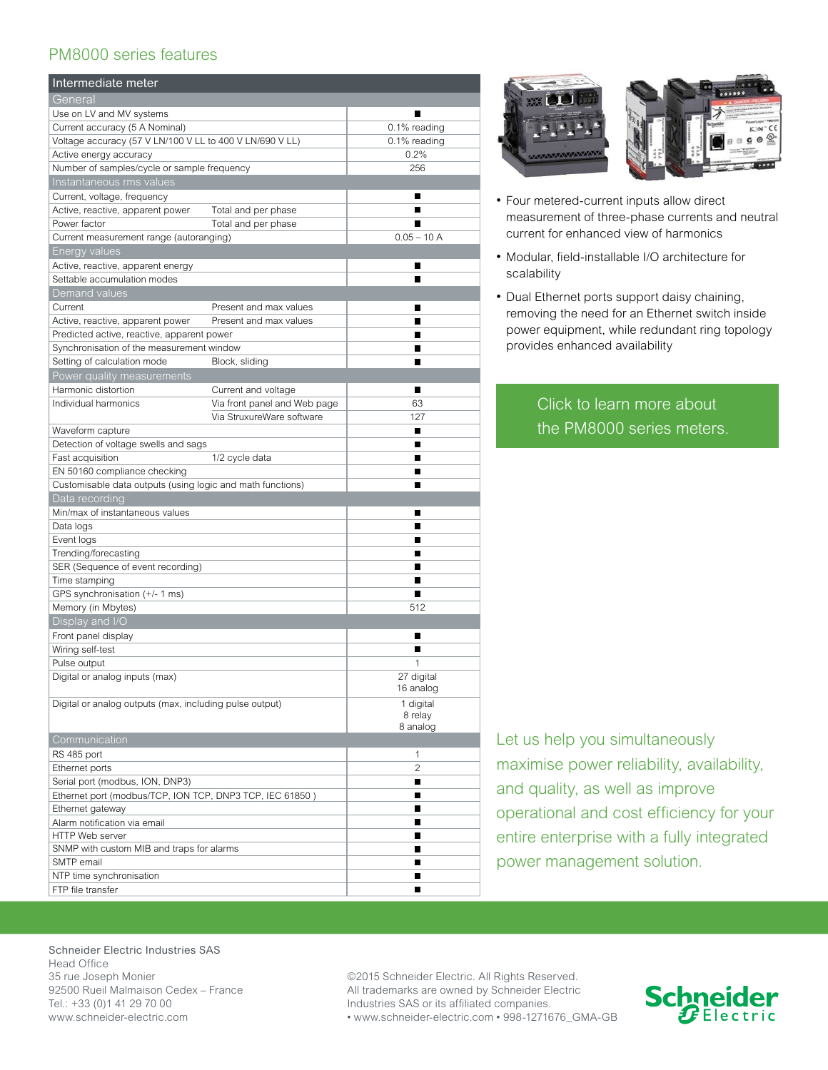## PM8000 series features

| Intermediate meter | | |
|---|---|---|
| **General** | | |
| Use on LV and MV systems | | ■ |
| Current accuracy (5 A Nominal) | | 0.1% reading |
| Voltage accuracy (57 V LN/100 V LL to 400 V LN/690 V LL) | | 0.1% reading |
| Active energy accuracy | | 0.2% |
| Number of samples/cycle or sample frequency | | 256 |
| **Instantaneous rms values** | | |
| Current, voltage, frequency | | ■ |
| Active, reactive, apparent power | Total and per phase | ■ |
| Power factor | Total and per phase | ■ |
| Current measurement range (autoranging) | | 0.05 – 10 A |
| **Energy values** | | |
| Active, reactive, apparent energy | | ■ |
| Settable accumulation modes | | ■ |
| **Demand values** | | |
| Current | Present and max values | ■ |
| Active, reactive, apparent power | Present and max values | ■ |
| Predicted active, reactive, apparent power | | ■ |
| Synchronisation of the measurement window | | ■ |
| Setting of calculation mode | Block, sliding | ■ |
| **Power quality measurements** | | |
| Harmonic distortion | Current and voltage | ■ |
| Individual harmonics | Via front panel and Web page | 63 |
| | Via StruxureWare software | 127 |
| Waveform capture | | ■ |
| Detection of voltage swells and sags | | ■ |
| Fast acquisition | 1/2 cycle data | ■ |
| EN 50160 compliance checking | | ■ |
| Customisable data outputs (using logic and math functions) | | ■ |
| **Data recording** | | |
| Min/max of instantaneous values | | ■ |
| Data logs | | ■ |
| Event logs | | ■ |
| Trending/forecasting | | ■ |
| SER (Sequence of event recording) | | ■ |
| Time stamping | | ■ |
| GPS synchronisation (+/- 1 ms) | | ■ |
| Memory (in Mbytes) | | 512 |
| **Display and I/O** | | |
| Front panel display | | ■ |
| Wiring self-test | | ■ |
| Pulse output | | 1 |
| Digital or analog inputs (max) | | 27 digital<br>16 analog |
| Digital or analog outputs (max, including pulse output) | | 1 digital<br>8 relay<br>8 analog |
| **Communication** | | |
| RS 485 port | | 1 |
| Ethernet ports | | 2 |
| Serial port (modbus, ION, DNP3) | | ■ |
| Ethernet port (modbus/TCP, ION TCP, DNP3 TCP, IEC 61850 ) | | ■ |
| Ethernet gateway | | ■ |
| Alarm notification via email | | ■ |
| HTTP Web server | | ■ |
| SNMP with custom MIB and traps for alarms | | ■ |
| SMTP email | | ■ |
| NTP time synchronisation | | ■ |
| FTP file transfer | | ■ |

- Four metered-current inputs allow direct measurement of three-phase currents and neutral current for enhanced view of harmonics
- Modular, field-installable I/O architecture for scalability
- Dual Ethernet ports support daisy chaining, removing the need for an Ethernet switch inside power equipment, while redundant ring topology provides enhanced availability

Click to learn more about the PM8000 series meters.

Let us help you simultaneously maximise power reliability, availability, and quality, as well as improve operational and cost efficiency for your entire enterprise with a fully integrated power management solution.

Schneider Electric Industries SAS
Head Office
35 rue Joseph Monier
92500 Rueil Malmaison Cedex – France
Tel.: +33 (0)1 41 29 70 00
www.schneider-electric.com

©2015 Schneider Electric. All Rights Reserved.
All trademarks are owned by Schneider Electric Industries SAS or its affiliated companies.
• www.schneider-electric.com • 998-1271676_GMA-GB

Schneider Electric